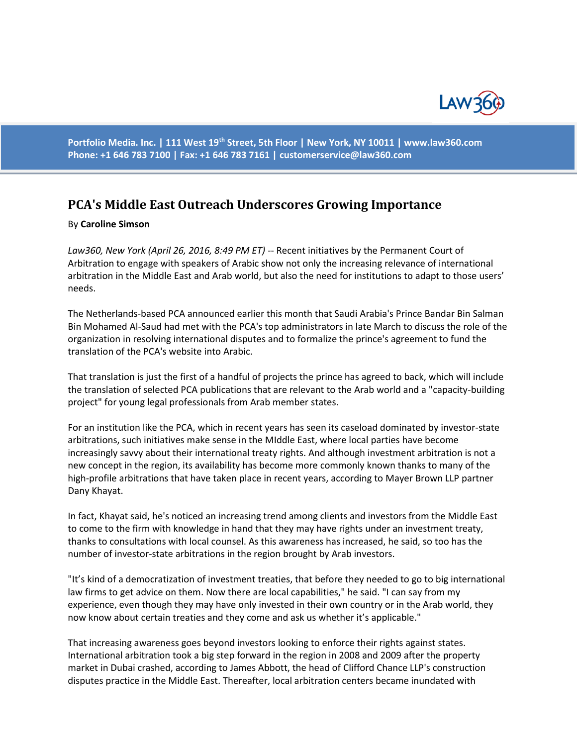Portfolio Media. Inc. | 111 West 19th Street, 5th Floor | New York, NY 10011 | www.law360.com
Phone: +1 646 783 7100 | Fax: +1 646 783 7161 | customerservice@law360.com

# PCA's Middle East Outreach Underscores Growing Importance

By **Caroline Simson**

*Law360, New York (April 26, 2016, 8:49 PM ET)* -- Recent initiatives by the Permanent Court of Arbitration to engage with speakers of Arabic show not only the increasing relevance of international arbitration in the Middle East and Arab world, but also the need for institutions to adapt to those users' needs.

The Netherlands-based PCA announced earlier this month that Saudi Arabia's Prince Bandar Bin Salman Bin Mohamed Al-Saud had met with the PCA's top administrators in late March to discuss the role of the organization in resolving international disputes and to formalize the prince's agreement to fund the translation of the PCA's website into Arabic.

That translation is just the first of a handful of projects the prince has agreed to back, which will include the translation of selected PCA publications that are relevant to the Arab world and a "capacity-building project" for young legal professionals from Arab member states.

For an institution like the PCA, which in recent years has seen its caseload dominated by investor-state arbitrations, such initiatives make sense in the MIddle East, where local parties have become increasingly savvy about their international treaty rights. And although investment arbitration is not a new concept in the region, its availability has become more commonly known thanks to many of the high-profile arbitrations that have taken place in recent years, according to Mayer Brown LLP partner Dany Khayat.

In fact, Khayat said, he's noticed an increasing trend among clients and investors from the Middle East to come to the firm with knowledge in hand that they may have rights under an investment treaty, thanks to consultations with local counsel. As this awareness has increased, he said, so too has the number of investor-state arbitrations in the region brought by Arab investors.

"It's kind of a democratization of investment treaties, that before they needed to go to big international law firms to get advice on them. Now there are local capabilities," he said. "I can say from my experience, even though they may have only invested in their own country or in the Arab world, they now know about certain treaties and they come and ask us whether it's applicable."

That increasing awareness goes beyond investors looking to enforce their rights against states. International arbitration took a big step forward in the region in 2008 and 2009 after the property market in Dubai crashed, according to James Abbott, the head of Clifford Chance LLP's construction disputes practice in the Middle East. Thereafter, local arbitration centers became inundated with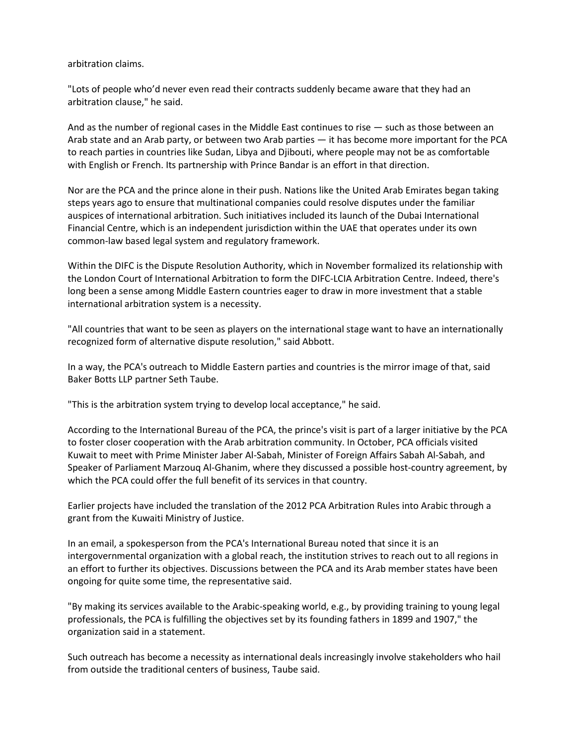arbitration claims.

"Lots of people who'd never even read their contracts suddenly became aware that they had an arbitration clause," he said.

And as the number of regional cases in the Middle East continues to rise — such as those between an Arab state and an Arab party, or between two Arab parties — it has become more important for the PCA to reach parties in countries like Sudan, Libya and Djibouti, where people may not be as comfortable with English or French. Its partnership with Prince Bandar is an effort in that direction.

Nor are the PCA and the prince alone in their push. Nations like the United Arab Emirates began taking steps years ago to ensure that multinational companies could resolve disputes under the familiar auspices of international arbitration. Such initiatives included its launch of the Dubai International Financial Centre, which is an independent jurisdiction within the UAE that operates under its own common-law based legal system and regulatory framework.

Within the DIFC is the Dispute Resolution Authority, which in November formalized its relationship with the London Court of International Arbitration to form the DIFC-LCIA Arbitration Centre. Indeed, there's long been a sense among Middle Eastern countries eager to draw in more investment that a stable international arbitration system is a necessity.

"All countries that want to be seen as players on the international stage want to have an internationally recognized form of alternative dispute resolution," said Abbott.

In a way, the PCA's outreach to Middle Eastern parties and countries is the mirror image of that, said Baker Botts LLP partner Seth Taube.

"This is the arbitration system trying to develop local acceptance," he said.

According to the International Bureau of the PCA, the prince's visit is part of a larger initiative by the PCA to foster closer cooperation with the Arab arbitration community. In October, PCA officials visited Kuwait to meet with Prime Minister Jaber Al-Sabah, Minister of Foreign Affairs Sabah Al-Sabah, and Speaker of Parliament Marzouq Al-Ghanim, where they discussed a possible host-country agreement, by which the PCA could offer the full benefit of its services in that country.

Earlier projects have included the translation of the 2012 PCA Arbitration Rules into Arabic through a grant from the Kuwaiti Ministry of Justice.

In an email, a spokesperson from the PCA's International Bureau noted that since it is an intergovernmental organization with a global reach, the institution strives to reach out to all regions in an effort to further its objectives. Discussions between the PCA and its Arab member states have been ongoing for quite some time, the representative said.

"By making its services available to the Arabic-speaking world, e.g., by providing training to young legal professionals, the PCA is fulfilling the objectives set by its founding fathers in 1899 and 1907," the organization said in a statement.

Such outreach has become a necessity as international deals increasingly involve stakeholders who hail from outside the traditional centers of business, Taube said.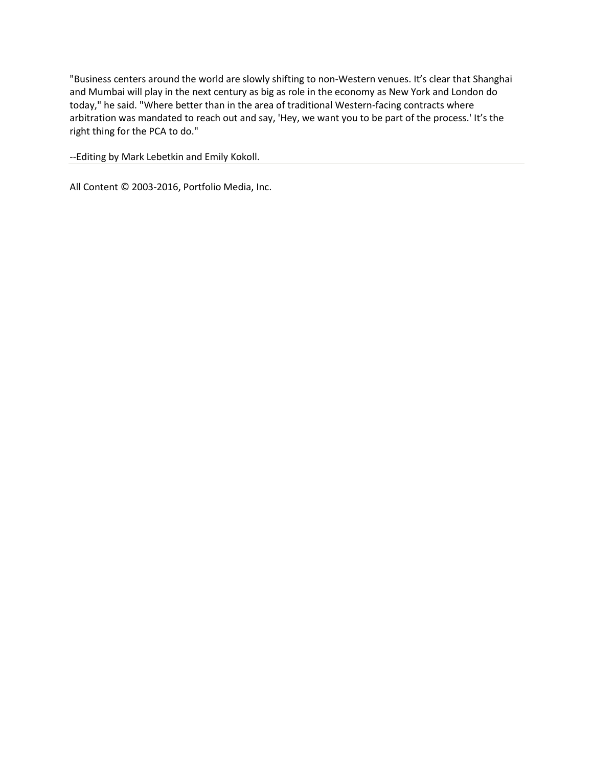"Business centers around the world are slowly shifting to non-Western venues. It’s clear that Shanghai and Mumbai will play in the next century as big as role in the economy as New York and London do today," he said. "Where better than in the area of traditional Western-facing contracts where arbitration was mandated to reach out and say, 'Hey, we want you to be part of the process.' It’s the right thing for the PCA to do."

--Editing by Mark Lebetkin and Emily Kokoll.

All Content © 2003-2016, Portfolio Media, Inc.